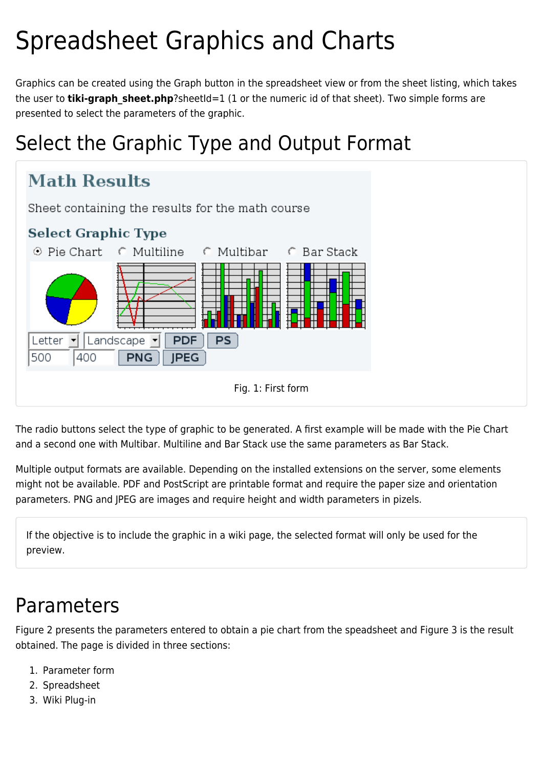# Spreadsheet Graphics and Charts

Graphics can be created using the Graph button in the spreadsheet view or from the sheet listing, which takes the user to **tiki-graph_sheet.php**?sheetId=1 (1 or the numeric id of that sheet). Two simple forms are presented to select the parameters of the graphic.

## Select the Graphic Type and Output Format

Fig. 1: First form

The radio buttons select the type of graphic to be generated. A first example will be made with the Pie Chart and a second one with Multibar. Multiline and Bar Stack use the same parameters as Bar Stack.

Multiple output formats are available. Depending on the installed extensions on the server, some elements might not be available. PDF and PostScript are printable format and require the paper size and orientation parameters. PNG and JPEG are images and require height and width parameters in pizels.

If the objective is to include the graphic in a wiki page, the selected format will only be used for the preview.

## Parameters

Figure 2 presents the parameters entered to obtain a pie chart from the speadsheet and Figure 3 is the result obtained. The page is divided in three sections:

1. Parameter form
2. Spreadsheet
3. Wiki Plug-in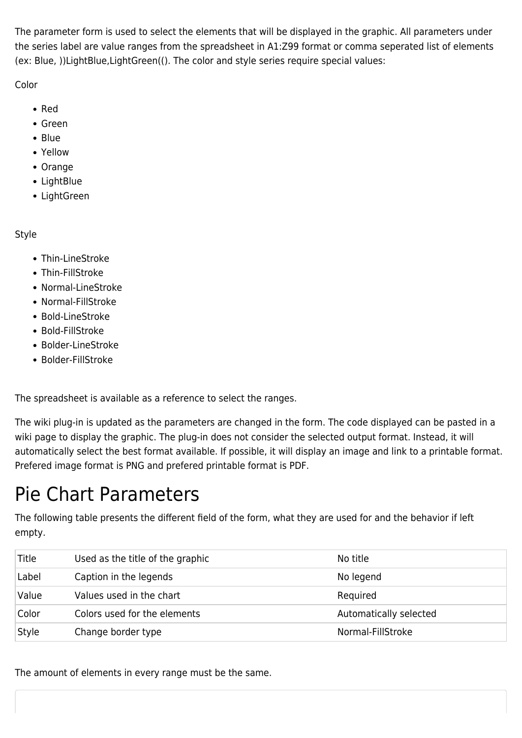The parameter form is used to select the elements that will be displayed in the graphic. All parameters under the series label are value ranges from the spreadsheet in A1:Z99 format or comma seperated list of elements (ex: Blue, ))LightBlue,LightGreen((). The color and style series require special values:

Color

- Red
- Green
- Blue
- Yellow
- Orange
- LightBlue
- LightGreen

Style

- Thin-LineStroke
- Thin-FillStroke
- Normal-LineStroke
- Normal-FillStroke
- Bold-LineStroke
- Bold-FillStroke
- Bolder-LineStroke
- Bolder-FillStroke

The spreadsheet is available as a reference to select the ranges.

The wiki plug-in is updated as the parameters are changed in the form. The code displayed can be pasted in a wiki page to display the graphic. The plug-in does not consider the selected output format. Instead, it will automatically select the best format available. If possible, it will display an image and link to a printable format. Prefered image format is PNG and prefered printable format is PDF.

# Pie Chart Parameters

The following table presents the different field of the form, what they are used for and the behavior if left empty.

| | | |
|---|---|---|
| Title | Used as the title of the graphic | No title |
| Label | Caption in the legends | No legend |
| Value | Values used in the chart | Required |
| Color | Colors used for the elements | Automatically selected |
| Style | Change border type | Normal-FillStroke |

The amount of elements in every range must be the same.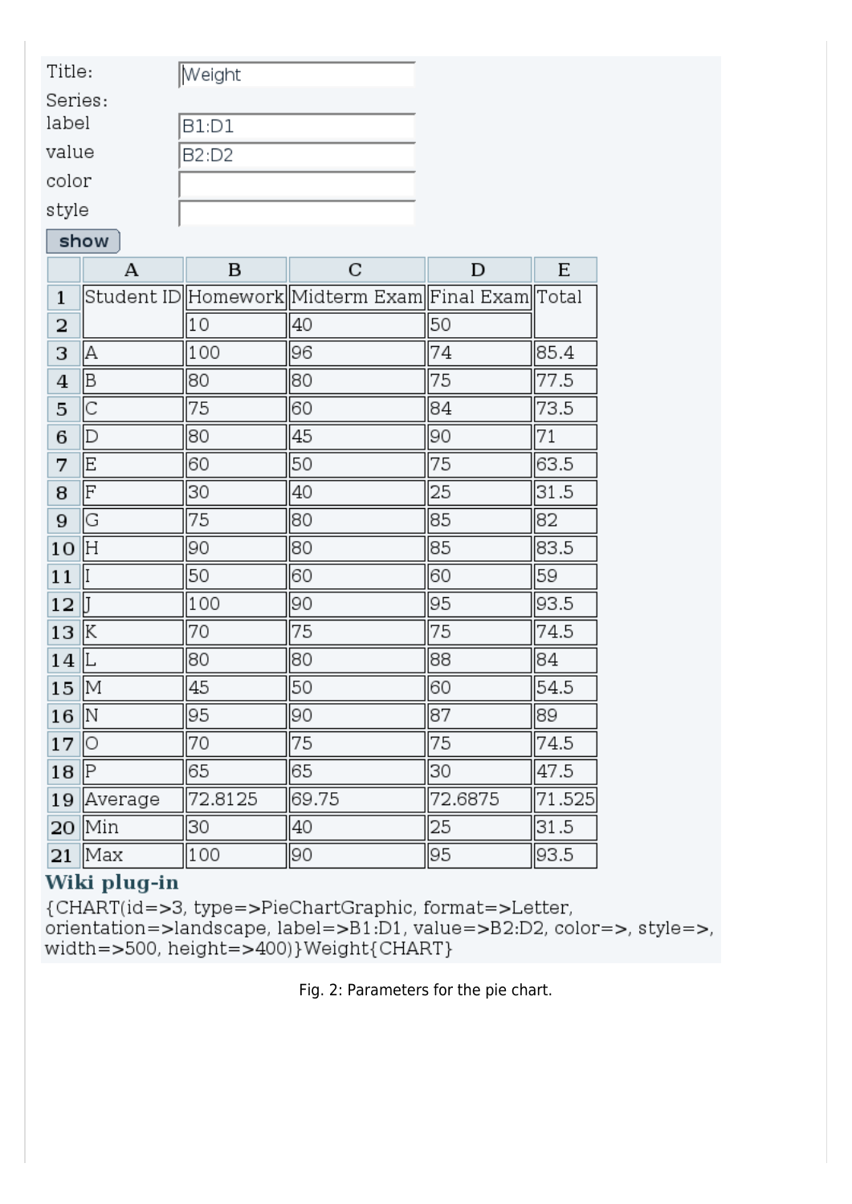Title: Weight

Series:

label: B1:D1

value: B2:D2

color:

style:

show

| | A | B | C | D | E |
|---|---|---|---|---|---|
| 1 | Student ID | Homework | Midterm Exam | Final Exam | Total |
| 2 | | 10 | 40 | 50 | |
| 3 | A | 100 | 96 | 74 | 85.4 |
| 4 | B | 80 | 80 | 75 | 77.5 |
| 5 | C | 75 | 60 | 84 | 73.5 |
| 6 | D | 80 | 45 | 90 | 71 |
| 7 | E | 60 | 50 | 75 | 63.5 |
| 8 | F | 30 | 40 | 25 | 31.5 |
| 9 | G | 75 | 80 | 85 | 82 |
| 10 | H | 90 | 80 | 85 | 83.5 |
| 11 | I | 50 | 60 | 60 | 59 |
| 12 | J | 100 | 90 | 95 | 93.5 |
| 13 | K | 70 | 75 | 75 | 74.5 |
| 14 | L | 80 | 80 | 88 | 84 |
| 15 | M | 45 | 50 | 60 | 54.5 |
| 16 | N | 95 | 90 | 87 | 89 |
| 17 | O | 70 | 75 | 75 | 74.5 |
| 18 | P | 65 | 65 | 30 | 47.5 |
| 19 | Average | 72.8125 | 69.75 | 72.6875 | 71.525 |
| 20 | Min | 30 | 40 | 25 | 31.5 |
| 21 | Max | 100 | 90 | 95 | 93.5 |

**Wiki plug-in**

{CHART(id=>3, type=>PieChartGraphic, format=>Letter, orientation=>landscape, label=>B1:D1, value=>B2:D2, color=>, style=>, width=>500, height=>400)}Weight{CHART}

Fig. 2: Parameters for the pie chart.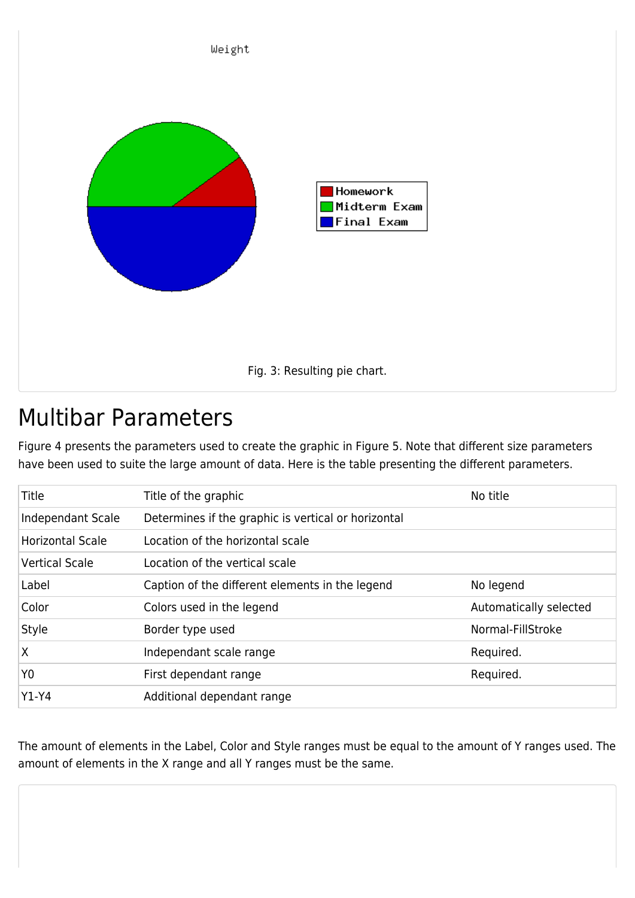Fig. 3: Resulting pie chart.

## Multibar Parameters

Figure 4 presents the parameters used to create the graphic in Figure 5. Note that different size parameters have been used to suite the large amount of data. Here is the table presenting the different parameters.

| | | |
|---|---|---|
| Title | Title of the graphic | No title |
| Independant Scale | Determines if the graphic is vertical or horizontal | |
| Horizontal Scale | Location of the horizontal scale | |
| Vertical Scale | Location of the vertical scale | |
| Label | Caption of the different elements in the legend | No legend |
| Color | Colors used in the legend | Automatically selected |
| Style | Border type used | Normal-FillStroke |
| X | Independant scale range | Required. |
| Y0 | First dependant range | Required. |
| Y1-Y4 | Additional dependant range | |

The amount of elements in the Label, Color and Style ranges must be equal to the amount of Y ranges used. The amount of elements in the X range and all Y ranges must be the same.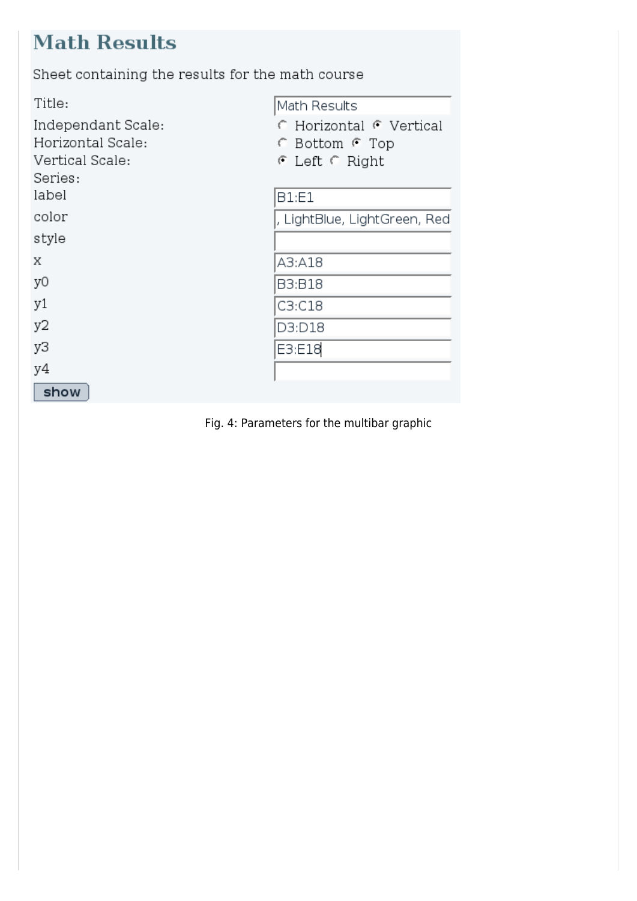## Math Results

Sheet containing the results for the math course

| | |
|---|---|
| Title: | Math Results |
| Independant Scale: | ○ Horizontal ◉ Vertical |
| Horizontal Scale: | ○ Bottom ◉ Top |
| Vertical Scale: | ◉ Left ○ Right |
| Series: | |
| label | B1:E1 |
| color | , LightBlue, LightGreen, Red |
| style | |
| x | A3:A18 |
| y0 | B3:B18 |
| y1 | C3:C18 |
| y2 | D3:D18 |
| y3 | E3:E18 |
| y4 | |

show

Fig. 4: Parameters for the multibar graphic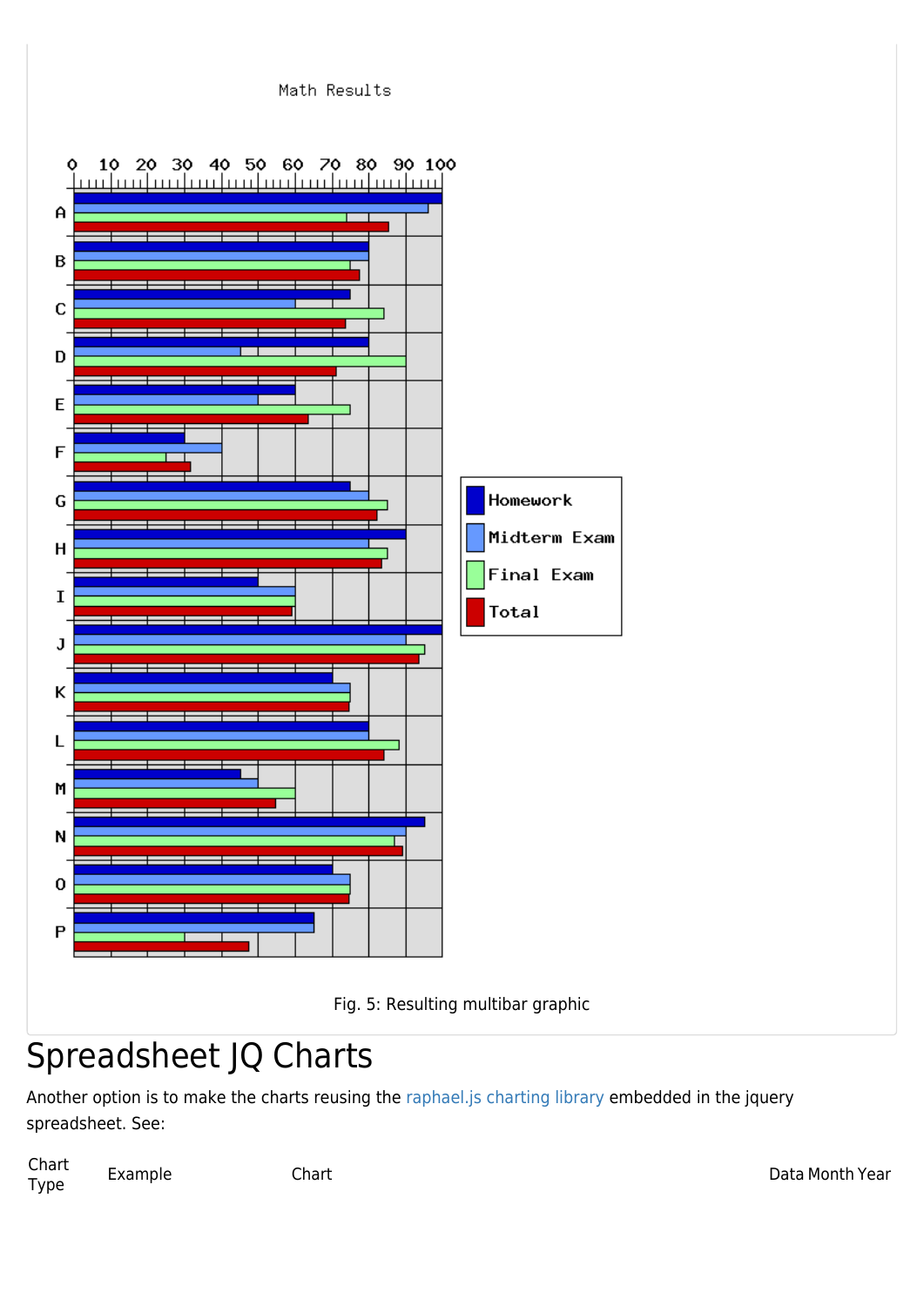Fig. 5: Resulting multibar graphic

# Spreadsheet JQ Charts

Another option is to make the charts reusing the raphael.js charting library embedded in the jquery spreadsheet. See:

| Chart Type | Example | Chart | Data Month Year |
|---|---|---|---|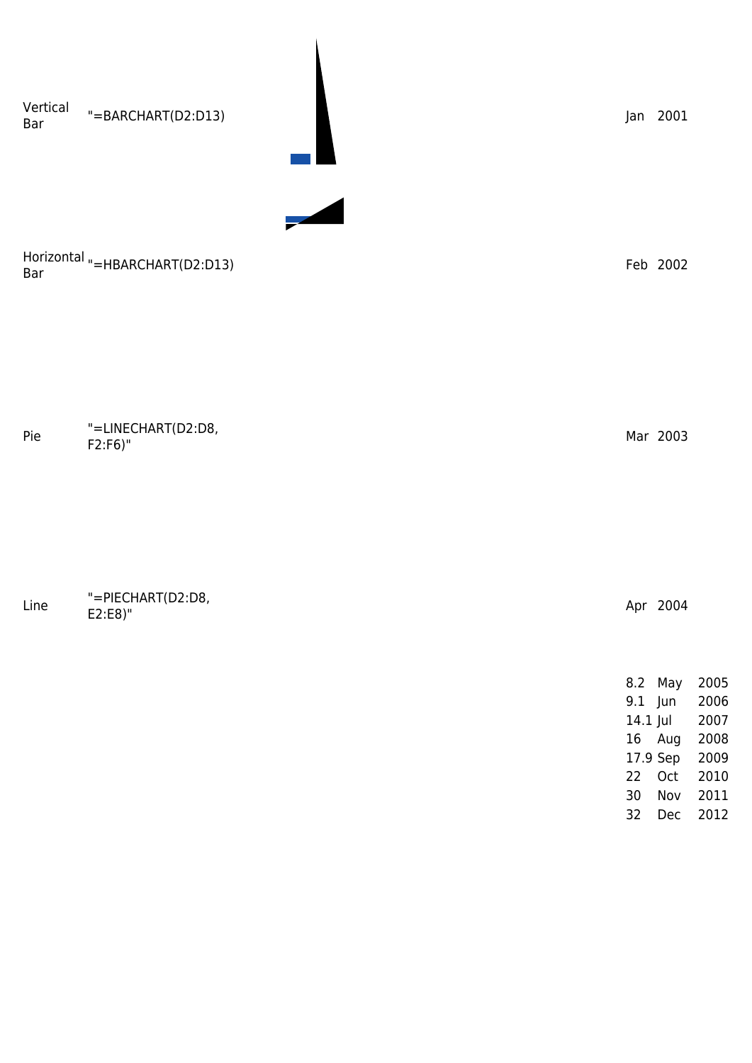| | | | | |
|---|---|---|---|---|
| Vertical Bar | "=BARCHART(D2:D13) | | Jan | 2001 |
| Horizontal Bar | "=HBARCHART(D2:D13) | | Feb | 2002 |
| Pie | "=LINECHART(D2:D8, F2:F6)" | | Mar | 2003 |
| Line | "=PIECHART(D2:D8, E2:E8)" | | Apr | 2004 |
| | | 8.2 | May | 2005 |
| | | 9.1 | Jun | 2006 |
| | | 14.1 | Jul | 2007 |
| | | 16 | Aug | 2008 |
| | | 17.9 | Sep | 2009 |
| | | 22 | Oct | 2010 |
| | | 30 | Nov | 2011 |
| | | 32 | Dec | 2012 |